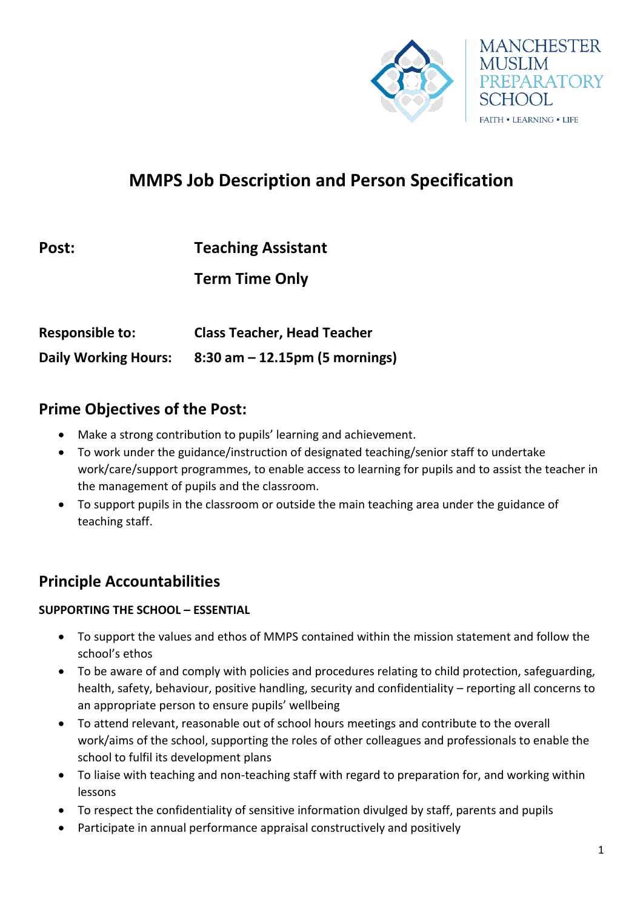MANCHESTER MUSLIM PREPARATORY SCHOOL

FAITH • LEARNING • LIFE

# MMPS Job Description and Person Specification

| | |
|---|---|
| **Post:** | **Teaching Assistant** |
| | **Term Time Only** |
| **Responsible to:** | **Class Teacher, Head Teacher** |
| **Daily Working Hours:** | **8:30 am – 12.15pm (5 mornings)** |

## Prime Objectives of the Post:

- Make a strong contribution to pupils' learning and achievement.
- To work under the guidance/instruction of designated teaching/senior staff to undertake work/care/support programmes, to enable access to learning for pupils and to assist the teacher in the management of pupils and the classroom.
- To support pupils in the classroom or outside the main teaching area under the guidance of teaching staff.

## Principle Accountabilities

### SUPPORTING THE SCHOOL – ESSENTIAL

- To support the values and ethos of MMPS contained within the mission statement and follow the school's ethos
- To be aware of and comply with policies and procedures relating to child protection, safeguarding, health, safety, behaviour, positive handling, security and confidentiality – reporting all concerns to an appropriate person to ensure pupils' wellbeing
- To attend relevant, reasonable out of school hours meetings and contribute to the overall work/aims of the school, supporting the roles of other colleagues and professionals to enable the school to fulfil its development plans
- To liaise with teaching and non-teaching staff with regard to preparation for, and working within lessons
- To respect the confidentiality of sensitive information divulged by staff, parents and pupils
- Participate in annual performance appraisal constructively and positively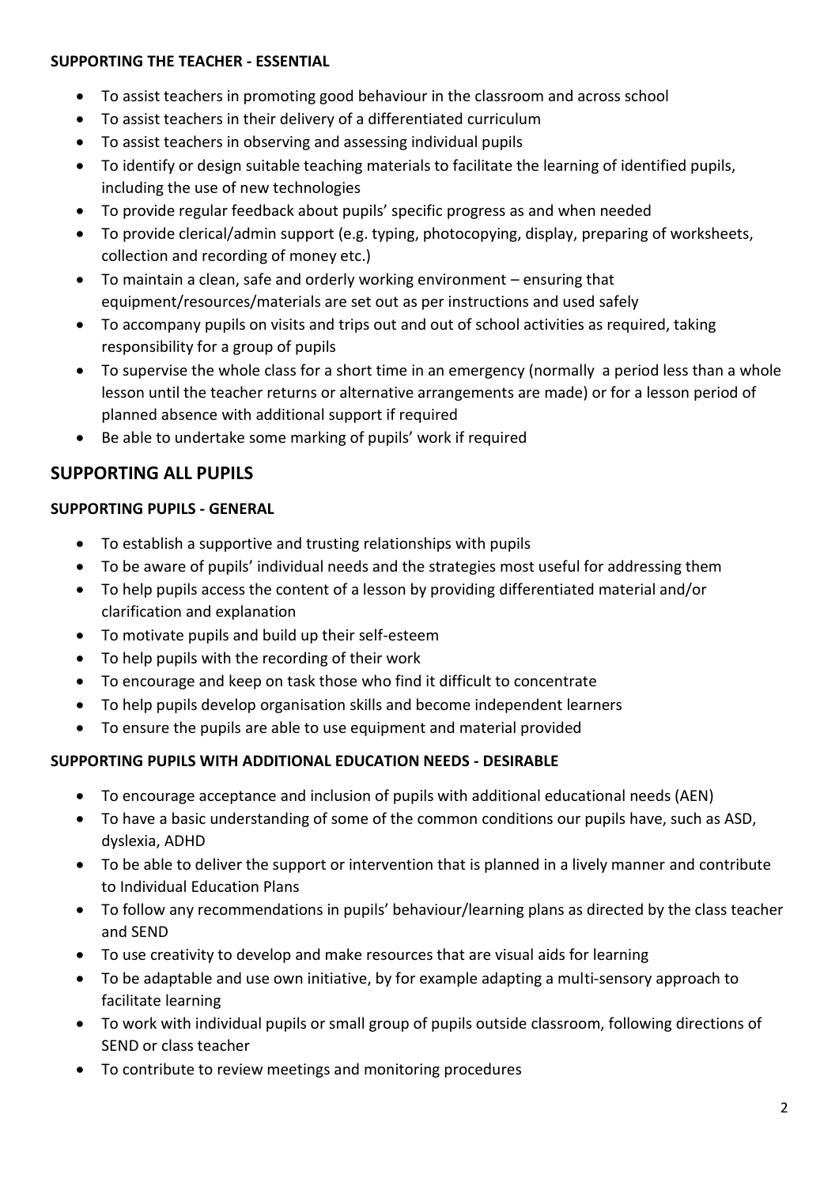**SUPPORTING THE TEACHER - ESSENTIAL**

- To assist teachers in promoting good behaviour in the classroom and across school
- To assist teachers in their delivery of a differentiated curriculum
- To assist teachers in observing and assessing individual pupils
- To identify or design suitable teaching materials to facilitate the learning of identified pupils, including the use of new technologies
- To provide regular feedback about pupils' specific progress as and when needed
- To provide clerical/admin support (e.g. typing, photocopying, display, preparing of worksheets, collection and recording of money etc.)
- To maintain a clean, safe and orderly working environment – ensuring that equipment/resources/materials are set out as per instructions and used safely
- To accompany pupils on visits and trips out and out of school activities as required, taking responsibility for a group of pupils
- To supervise the whole class for a short time in an emergency (normally a period less than a whole lesson until the teacher returns or alternative arrangements are made) or for a lesson period of planned absence with additional support if required
- Be able to undertake some marking of pupils' work if required

## SUPPORTING ALL PUPILS

**SUPPORTING PUPILS - GENERAL**

- To establish a supportive and trusting relationships with pupils
- To be aware of pupils' individual needs and the strategies most useful for addressing them
- To help pupils access the content of a lesson by providing differentiated material and/or clarification and explanation
- To motivate pupils and build up their self-esteem
- To help pupils with the recording of their work
- To encourage and keep on task those who find it difficult to concentrate
- To help pupils develop organisation skills and become independent learners
- To ensure the pupils are able to use equipment and material provided

**SUPPORTING PUPILS WITH ADDITIONAL EDUCATION NEEDS - DESIRABLE**

- To encourage acceptance and inclusion of pupils with additional educational needs (AEN)
- To have a basic understanding of some of the common conditions our pupils have, such as ASD, dyslexia, ADHD
- To be able to deliver the support or intervention that is planned in a lively manner and contribute to Individual Education Plans
- To follow any recommendations in pupils' behaviour/learning plans as directed by the class teacher and SEND
- To use creativity to develop and make resources that are visual aids for learning
- To be adaptable and use own initiative, by for example adapting a multi-sensory approach to facilitate learning
- To work with individual pupils or small group of pupils outside classroom, following directions of SEND or class teacher
- To contribute to review meetings and monitoring procedures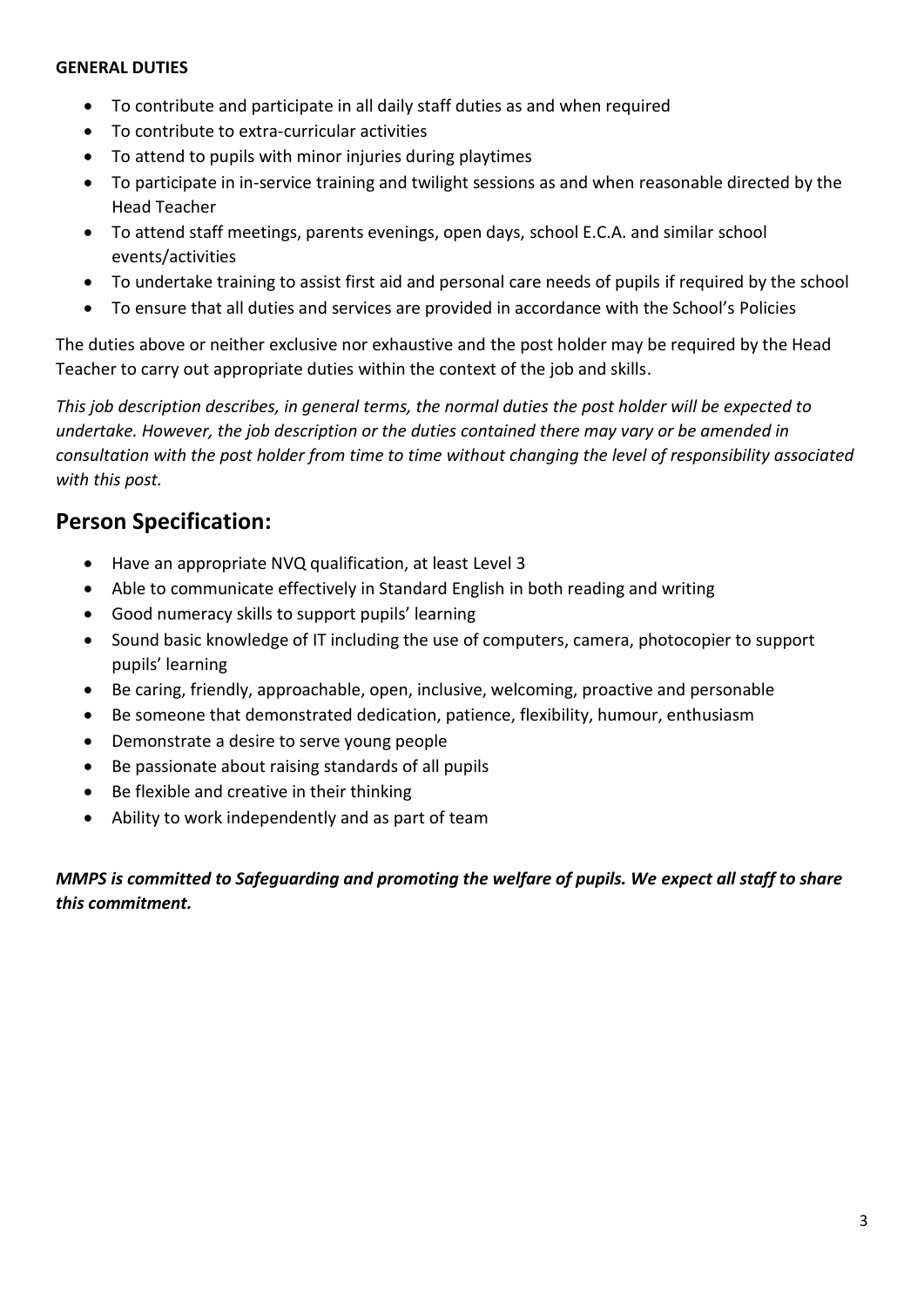**GENERAL DUTIES**

- To contribute and participate in all daily staff duties as and when required
- To contribute to extra-curricular activities
- To attend to pupils with minor injuries during playtimes
- To participate in in-service training and twilight sessions as and when reasonable directed by the Head Teacher
- To attend staff meetings, parents evenings, open days, school E.C.A. and similar school events/activities
- To undertake training to assist first aid and personal care needs of pupils if required by the school
- To ensure that all duties and services are provided in accordance with the School's Policies

The duties above or neither exclusive nor exhaustive and the post holder may be required by the Head Teacher to carry out appropriate duties within the context of the job and skills.

*This job description describes, in general terms, the normal duties the post holder will be expected to undertake. However, the job description or the duties contained there may vary or be amended in consultation with the post holder from time to time without changing the level of responsibility associated with this post.*

## Person Specification:

- Have an appropriate NVQ qualification, at least Level 3
- Able to communicate effectively in Standard English in both reading and writing
- Good numeracy skills to support pupils' learning
- Sound basic knowledge of IT including the use of computers, camera, photocopier to support pupils' learning
- Be caring, friendly, approachable, open, inclusive, welcoming, proactive and personable
- Be someone that demonstrated dedication, patience, flexibility, humour, enthusiasm
- Demonstrate a desire to serve young people
- Be passionate about raising standards of all pupils
- Be flexible and creative in their thinking
- Ability to work independently and as part of team

***MMPS is committed to Safeguarding and promoting the welfare of pupils. We expect all staff to share this commitment.***